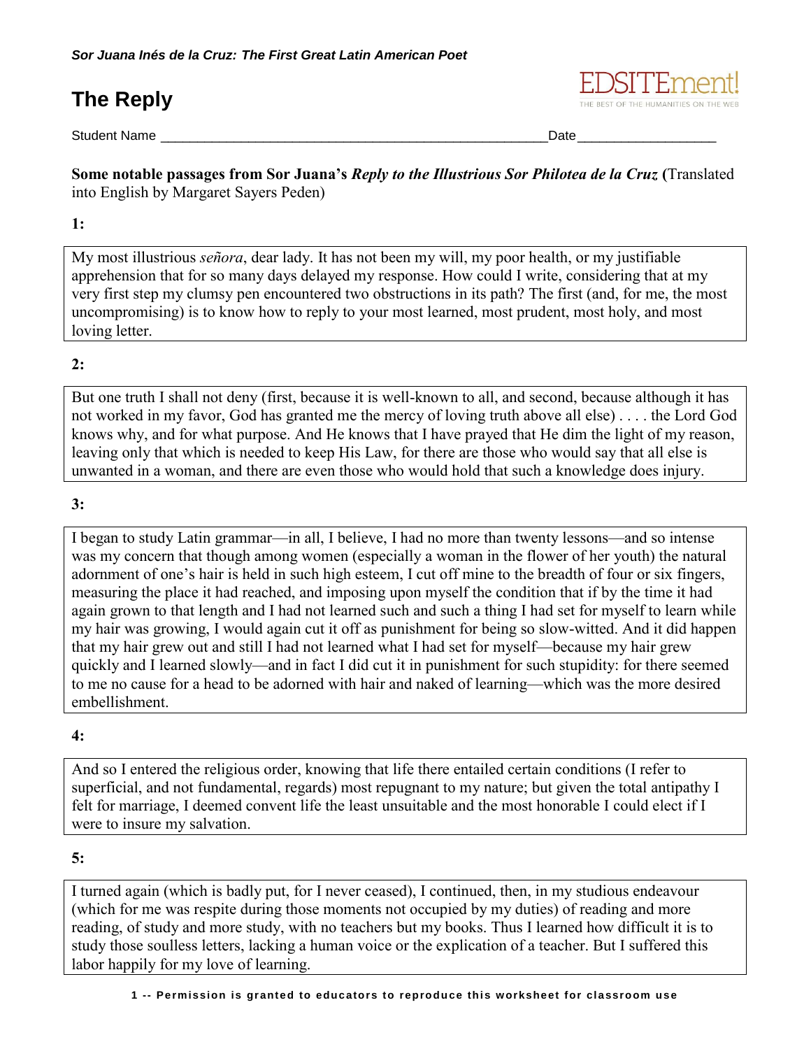*Sor Juana Inés de la Cruz: The First Great Latin American Poet*

# The Reply

EDSITEment! THE BEST OF THE HUMANITIES ON THE WEB

Student Name ___________________________________________________ Date __________________

**Some notable passages from Sor Juana's *Reply to the Illustrious Sor Philotea de la Cruz*** (Translated into English by Margaret Sayers Peden)

**1:**

My most illustrious *señora*, dear lady. It has not been my will, my poor health, or my justifiable apprehension that for so many days delayed my response. How could I write, considering that at my very first step my clumsy pen encountered two obstructions in its path? The first (and, for me, the most uncompromising) is to know how to reply to your most learned, most prudent, most holy, and most loving letter.

**2:**

But one truth I shall not deny (first, because it is well-known to all, and second, because although it has not worked in my favor, God has granted me the mercy of loving truth above all else) . . . . the Lord God knows why, and for what purpose. And He knows that I have prayed that He dim the light of my reason, leaving only that which is needed to keep His Law, for there are those who would say that all else is unwanted in a woman, and there are even those who would hold that such a knowledge does injury.

**3:**

I began to study Latin grammar—in all, I believe, I had no more than twenty lessons—and so intense was my concern that though among women (especially a woman in the flower of her youth) the natural adornment of one's hair is held in such high esteem, I cut off mine to the breadth of four or six fingers, measuring the place it had reached, and imposing upon myself the condition that if by the time it had again grown to that length and I had not learned such and such a thing I had set for myself to learn while my hair was growing, I would again cut it off as punishment for being so slow-witted. And it did happen that my hair grew out and still I had not learned what I had set for myself—because my hair grew quickly and I learned slowly—and in fact I did cut it in punishment for such stupidity: for there seemed to me no cause for a head to be adorned with hair and naked of learning—which was the more desired embellishment.

**4:**

And so I entered the religious order, knowing that life there entailed certain conditions (I refer to superficial, and not fundamental, regards) most repugnant to my nature; but given the total antipathy I felt for marriage, I deemed convent life the least unsuitable and the most honorable I could elect if I were to insure my salvation.

**5:**

I turned again (which is badly put, for I never ceased), I continued, then, in my studious endeavour (which for me was respite during those moments not occupied by my duties) of reading and more reading, of study and more study, with no teachers but my books. Thus I learned how difficult it is to study those soulless letters, lacking a human voice or the explication of a teacher. But I suffered this labor happily for my love of learning.

Permission is granted to educators to reproduce this worksheet for classroom use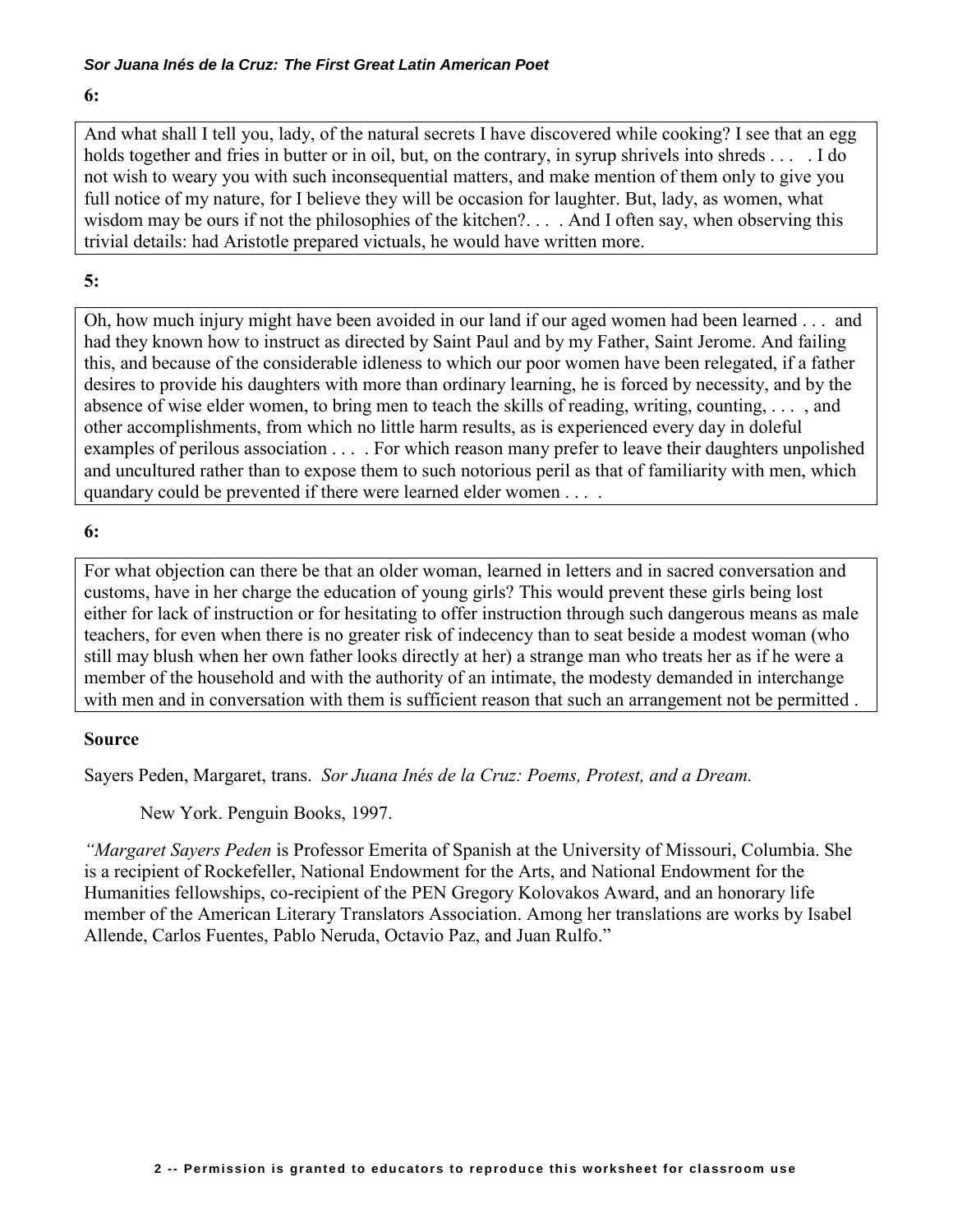**6:**

And what shall I tell you, lady, of the natural secrets I have discovered while cooking? I see that an egg holds together and fries in butter or in oil, but, on the contrary, in syrup shrivels into shreds . . . . I do not wish to weary you with such inconsequential matters, and make mention of them only to give you full notice of my nature, for I believe they will be occasion for laughter. But, lady, as women, what wisdom may be ours if not the philosophies of the kitchen?. . . . And I often say, when observing this trivial details: had Aristotle prepared victuals, he would have written more.

**5:**

Oh, how much injury might have been avoided in our land if our aged women had been learned . . . and had they known how to instruct as directed by Saint Paul and by my Father, Saint Jerome. And failing this, and because of the considerable idleness to which our poor women have been relegated, if a father desires to provide his daughters with more than ordinary learning, he is forced by necessity, and by the absence of wise elder women, to bring men to teach the skills of reading, writing, counting, . . . , and other accomplishments, from which no little harm results, as is experienced every day in doleful examples of perilous association . . . . For which reason many prefer to leave their daughters unpolished and uncultured rather than to expose them to such notorious peril as that of familiarity with men, which quandary could be prevented if there were learned elder women . . . .

**6:**

For what objection can there be that an older woman, learned in letters and in sacred conversation and customs, have in her charge the education of young girls? This would prevent these girls being lost either for lack of instruction or for hesitating to offer instruction through such dangerous means as male teachers, for even when there is no greater risk of indecency than to seat beside a modest woman (who still may blush when her own father looks directly at her) a strange man who treats her as if he were a member of the household and with the authority of an intimate, the modesty demanded in interchange with men and in conversation with them is sufficient reason that such an arrangement not be permitted .

**Source**

Sayers Peden, Margaret, trans. *Sor Juana Inés de la Cruz: Poems, Protest, and a Dream.*

New York. Penguin Books, 1997.

*"Margaret Sayers Peden* is Professor Emerita of Spanish at the University of Missouri, Columbia. She is a recipient of Rockefeller, National Endowment for the Arts, and National Endowment for the Humanities fellowships, co-recipient of the PEN Gregory Kolovakos Award, and an honorary life member of the American Literary Translators Association. Among her translations are works by Isabel Allende, Carlos Fuentes, Pablo Neruda, Octavio Paz, and Juan Rulfo."

Permission is granted to educators to reproduce this worksheet for classroom use